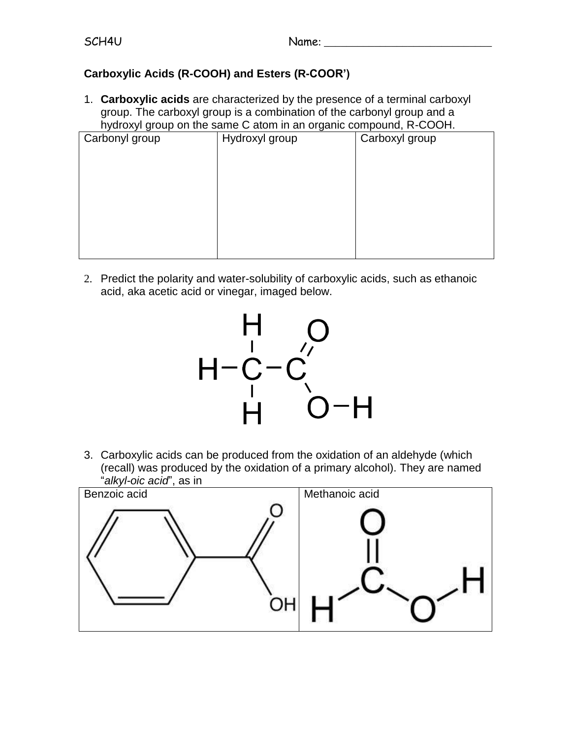SCH4U Name: ___________________________

**Carboxylic Acids (R-COOH) and Esters (R-COOR')**

1. **Carboxylic acids** are characterized by the presence of a terminal carboxyl group. The carboxyl group is a combination of the carbonyl group and a hydroxyl group on the same C atom in an organic compound, R-COOH.

| Carbonyl group | Hydroxyl group | Carboxyl group |
| --- | --- | --- |
| | | |

2. Predict the polarity and water-solubility of carboxylic acids, such as ethanoic acid, aka acetic acid or vinegar, imaged below.

3. Carboxylic acids can be produced from the oxidation of an aldehyde (which (recall) was produced by the oxidation of a primary alcohol). They are named "*alkyl-oic acid*", as in

| Benzoic acid | Methanoic acid |
| --- | --- |
| | |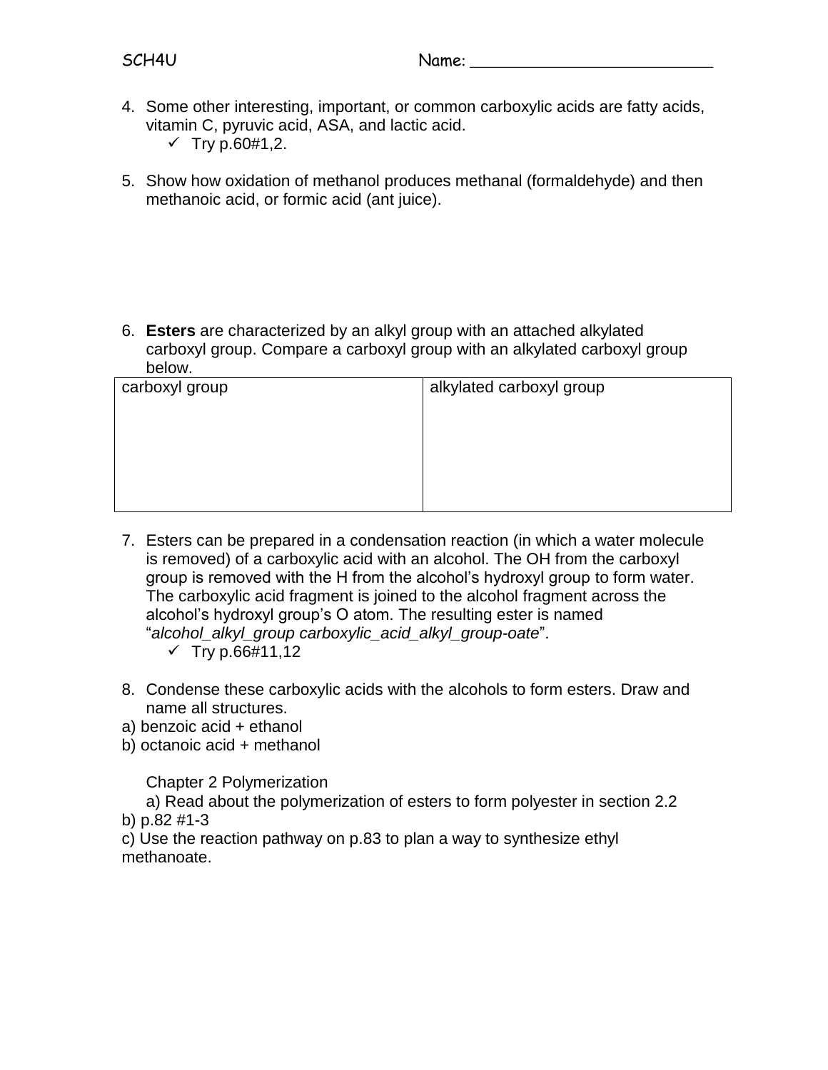4. Some other interesting, important, or common carboxylic acids are fatty acids, vitamin C, pyruvic acid, ASA, and lactic acid.
   - ✓ Try p.60#1,2.

5. Show how oxidation of methanol produces methanal (formaldehyde) and then methanoic acid, or formic acid (ant juice).

6. **Esters** are characterized by an alkyl group with an attached alkylated carboxyl group. Compare a carboxyl group with an alkylated carboxyl group below.

| carboxyl group | alkylated carboxyl group |
|---|---|
| | |

7. Esters can be prepared in a condensation reaction (in which a water molecule is removed) of a carboxylic acid with an alcohol. The OH from the carboxyl group is removed with the H from the alcohol's hydroxyl group to form water. The carboxylic acid fragment is joined to the alcohol fragment across the alcohol's hydroxyl group's O atom. The resulting ester is named "*alcohol_alkyl_group carboxylic_acid_alkyl_group-oate*".
   - ✓ Try p.66#11,12

8. Condense these carboxylic acids with the alcohols to form esters. Draw and name all structures.

a) benzoic acid + ethanol

b) octanoic acid + methanol

Chapter 2 Polymerization

a) Read about the polymerization of esters to form polyester in section 2.2

b) p.82 #1-3

c) Use the reaction pathway on p.83 to plan a way to synthesize ethyl methanoate.